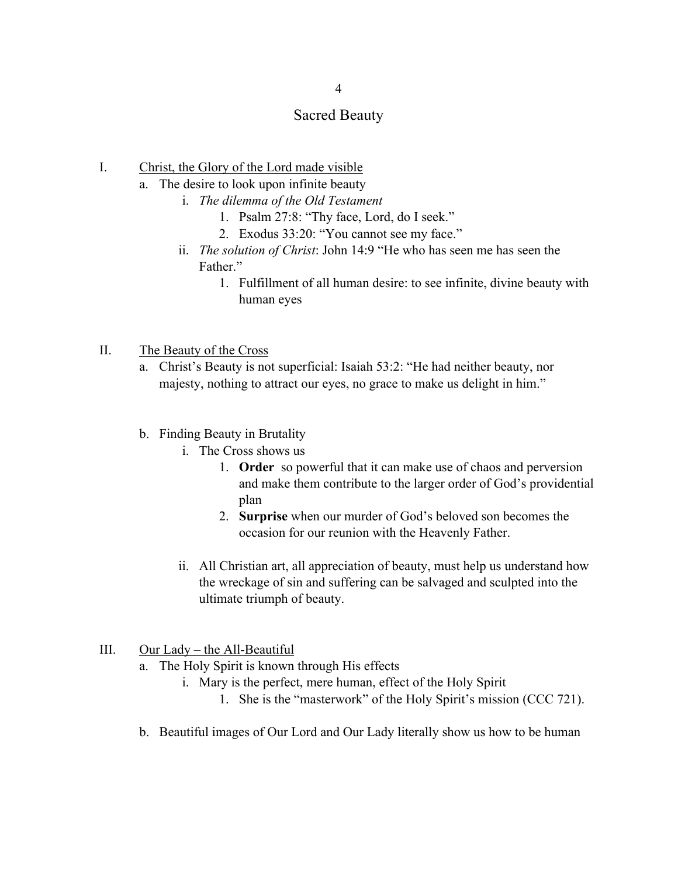# Sacred Beauty

I. <u>Christ, the Glory of the Lord made visible</u>
   a. The desire to look upon infinite beauty
      i. *The dilemma of the Old Testament*
         1. Psalm 27:8: "Thy face, Lord, do I seek."
         2. Exodus 33:20: "You cannot see my face."
      ii. *The solution of Christ*: John 14:9 "He who has seen me has seen the Father."
         1. Fulfillment of all human desire: to see infinite, divine beauty with human eyes

II. <u>The Beauty of the Cross</u>
   a. Christ's Beauty is not superficial: Isaiah 53:2: "He had neither beauty, nor majesty, nothing to attract our eyes, no grace to make us delight in him."

   b. Finding Beauty in Brutality
      i. The Cross shows us
         1. **Order** so powerful that it can make use of chaos and perversion and make them contribute to the larger order of God's providential plan
         2. **Surprise** when our murder of God's beloved son becomes the occasion for our reunion with the Heavenly Father.

      ii. All Christian art, all appreciation of beauty, must help us understand how the wreckage of sin and suffering can be salvaged and sculpted into the ultimate triumph of beauty.

III. <u>Our Lady – the All-Beautiful</u>
   a. The Holy Spirit is known through His effects
      i. Mary is the perfect, mere human, effect of the Holy Spirit
         1. She is the "masterwork" of the Holy Spirit's mission (CCC 721).

   b. Beautiful images of Our Lord and Our Lady literally show us how to be human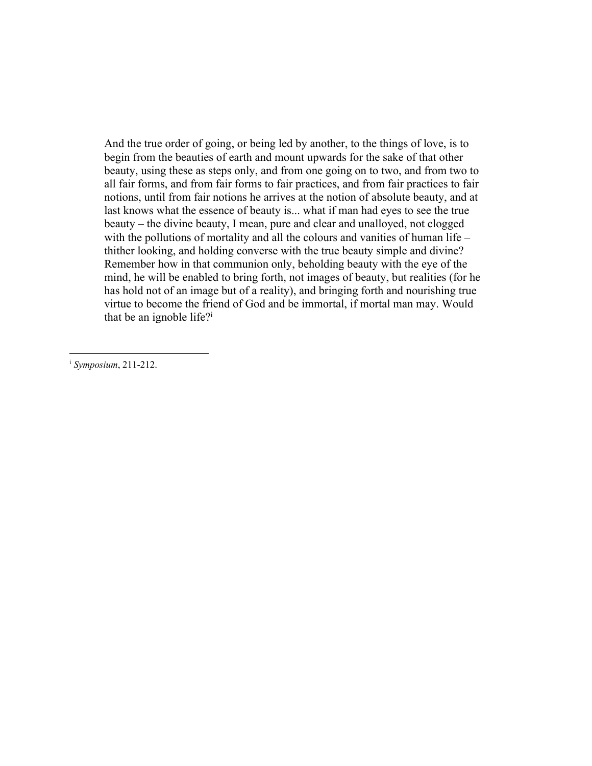And the true order of going, or being led by another, to the things of love, is to begin from the beauties of earth and mount upwards for the sake of that other beauty, using these as steps only, and from one going on to two, and from two to all fair forms, and from fair forms to fair practices, and from fair practices to fair notions, until from fair notions he arrives at the notion of absolute beauty, and at last knows what the essence of beauty is... what if man had eyes to see the true beauty – the divine beauty, I mean, pure and clear and unalloyed, not clogged with the pollutions of mortality and all the colours and vanities of human life – thither looking, and holding converse with the true beauty simple and divine? Remember how in that communion only, beholding beauty with the eye of the mind, he will be enabled to bring forth, not images of beauty, but realities (for he has hold not of an image but of a reality), and bringing forth and nourishing true virtue to become the friend of God and be immortal, if mortal man may. Would that be an ignoble life?[i]

---

[i] *Symposium*, 211-212.